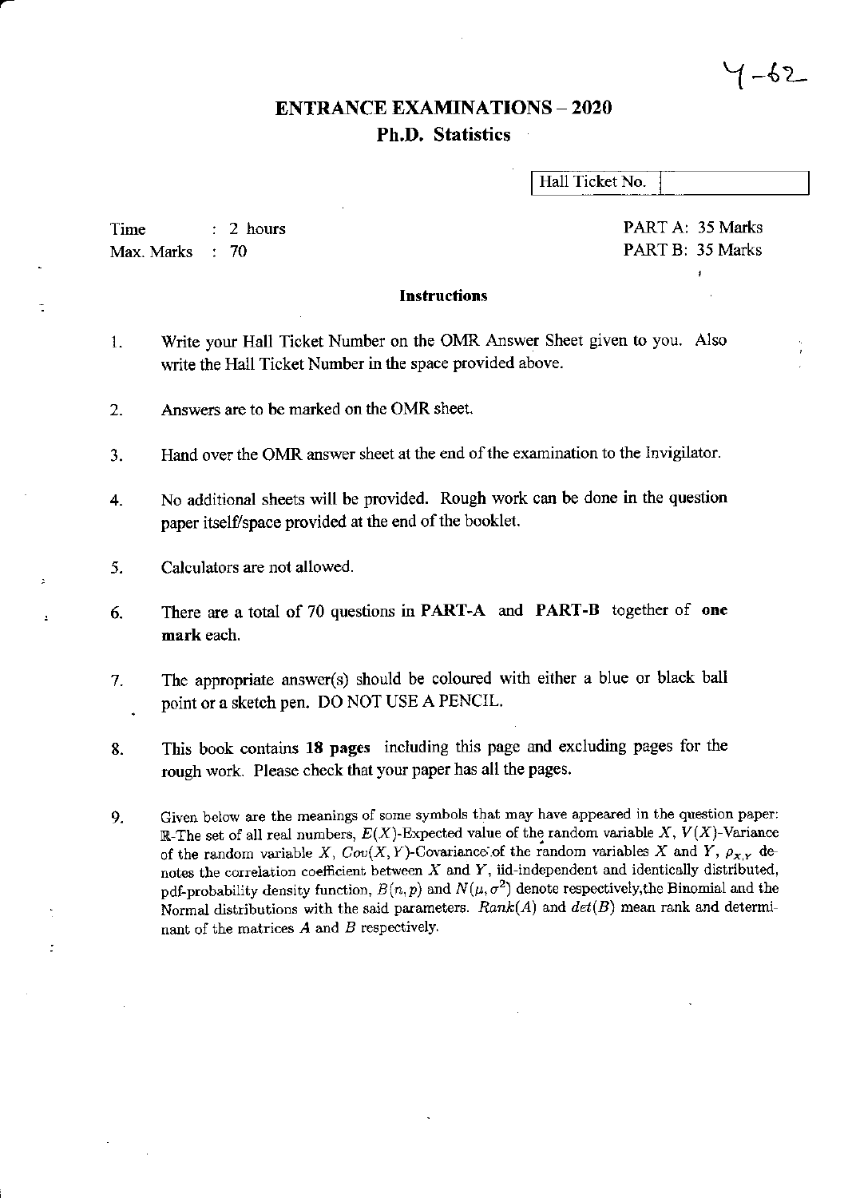Y-62

# ENTRANCE EXAMINATIONS – 2020

## Ph.D. Statistics

Hall Ticket No.

Time : 2 hours

Max. Marks : 70

PART A: 35 Marks

PART B: 35 Marks

### Instructions

1. Write your Hall Ticket Number on the OMR Answer Sheet given to you. Also write the Hall Ticket Number in the space provided above.

2. Answers are to be marked on the OMR sheet.

3. Hand over the OMR answer sheet at the end of the examination to the Invigilator.

4. No additional sheets will be provided. Rough work can be done in the question paper itself/space provided at the end of the booklet.

5. Calculators are not allowed.

6. There are a total of 70 questions in **PART-A** and **PART-B** together of **one mark** each.

7. The appropriate answer(s) should be coloured with either a blue or black ball point or a sketch pen. DO NOT USE A PENCIL.

8. This book contains **18 pages** including this page and excluding pages for the rough work. Please check that your paper has all the pages.

9. Given below are the meanings of some symbols that may have appeared in the question paper: $\mathbb{R}$-The set of all real numbers, $E(X)$-Expected value of the random variable $X$, $V(X)$-Variance of the random variable $X$, $Cov(X,Y)$-Covariance of the random variables $X$ and $Y$, $\rho_{X,Y}$ denotes the correlation coefficient between $X$ and $Y$, iid-independent and identically distributed, pdf-probability density function, $B(n,p)$ and $N(\mu, \sigma^2)$ denote respectively, the Binomial and the Normal distributions with the said parameters. $Rank(A)$ and $det(B)$ mean rank and determinant of the matrices $A$ and $B$ respectively.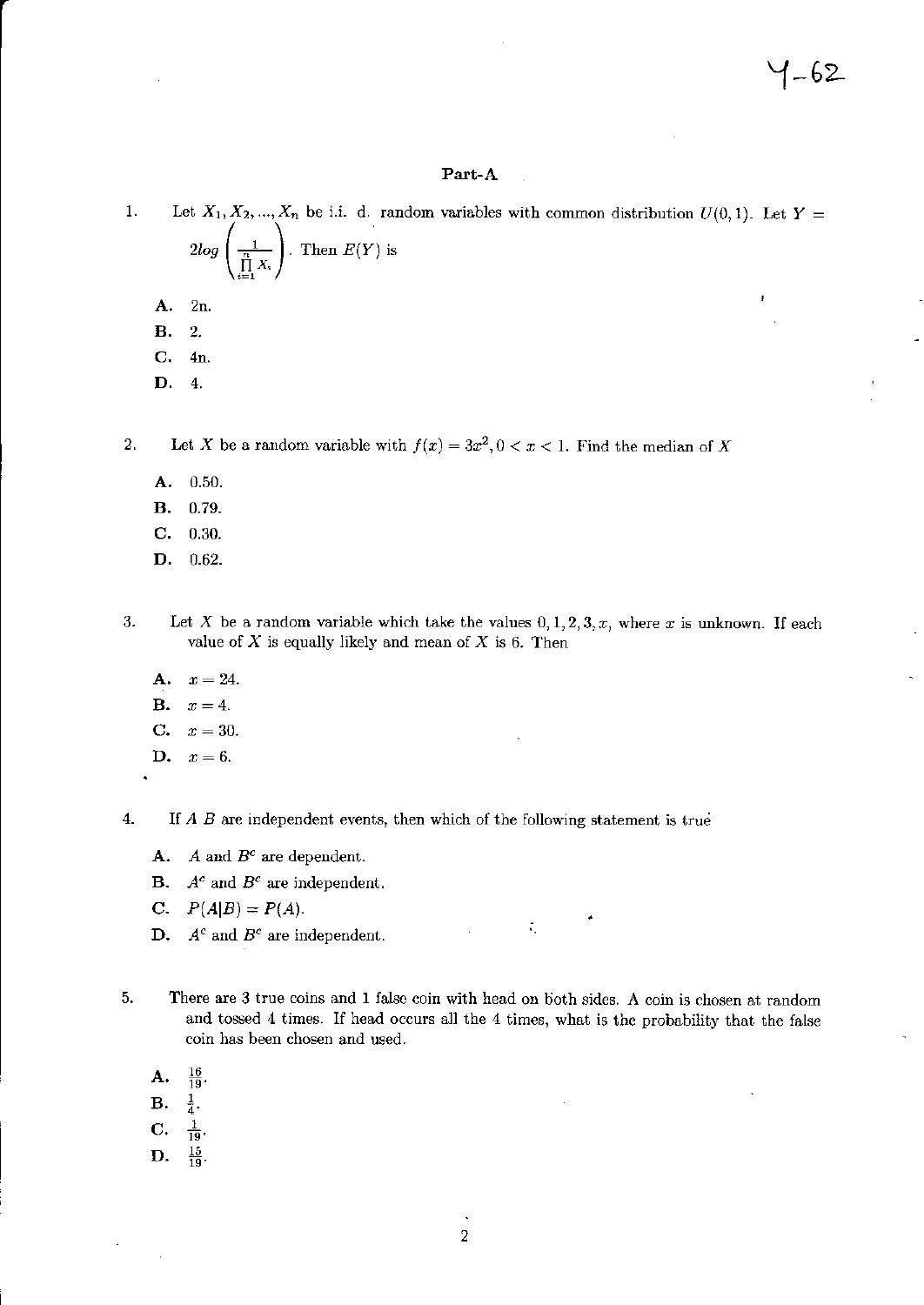Y-62

## Part-A

1. Let $X_1, X_2, ..., X_n$ be i.i. d. random variables with common distribution $U(0,1)$. Let $Y = 2log\left(\frac{1}{\prod_{i=1}^{n} X_i}\right)$. Then $E(Y)$ is

   **A.** 2n.

   **B.** 2.

   **C.** 4n.

   **D.** 4.

2. Let $X$ be a random variable with $f(x) = 3x^2, 0 < x < 1$. Find the median of $X$

   **A.** 0.50.

   **B.** 0.79.

   **C.** 0.30.

   **D.** 0.62.

3. Let $X$ be a random variable which take the values $0, 1, 2, 3, x$, where $x$ is unknown. If each value of $X$ is equally likely and mean of $X$ is 6. Then

   **A.** $x = 24$.

   **B.** $x = 4$.

   **C.** $x = 30$.

   **D.** $x = 6$.

4. If $A$ $B$ are independent events, then which of the following statement is true

   **A.** $A$ and $B^c$ are dependent.

   **B.** $A^c$ and $B^c$ are independent.

   **C.** $P(A|B) = P(A)$.

   **D.** $A^c$ and $B^c$ are independent.

5. There are 3 true coins and 1 false coin with head on both sides. A coin is chosen at random and tossed 4 times. If head occurs all the 4 times, what is the probability that the false coin has been chosen and used.

   **A.** $\frac{16}{19}$.

   **B.** $\frac{1}{4}$.

   **C.** $\frac{1}{19}$.

   **D.** $\frac{15}{19}$.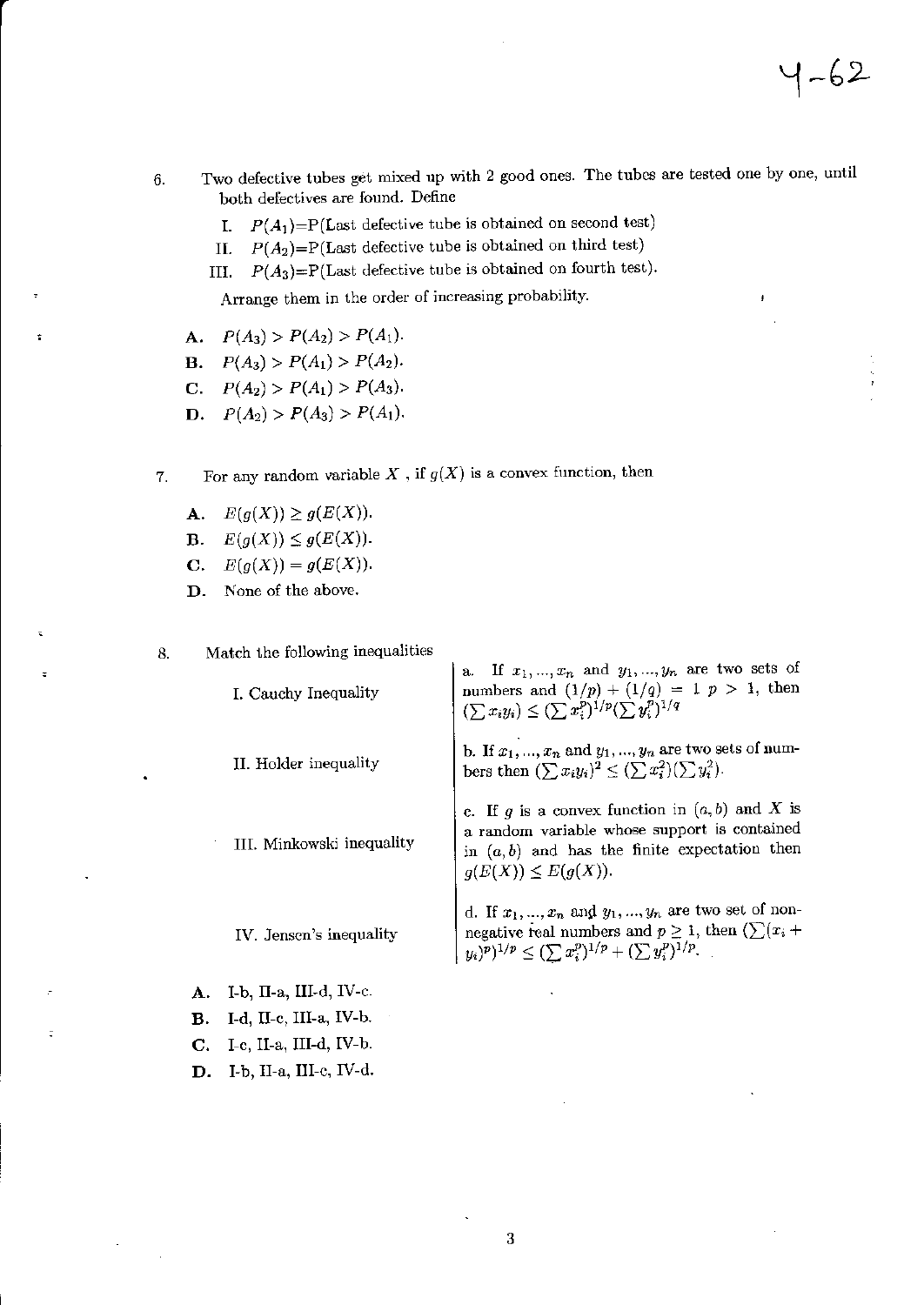6. Two defective tubes get mixed up with 2 good ones. The tubes are tested one by one, until both defectives are found. Define

   I. $P(A_1)$=P(Last defective tube is obtained on second test)

   II. $P(A_2)$=P(Last defective tube is obtained on third test)

   III. $P(A_3)$=P(Last defective tube is obtained on fourth test).

   Arrange them in the order of increasing probability.

   **A.** $P(A_3) > P(A_2) > P(A_1)$.

   **B.** $P(A_3) > P(A_1) > P(A_2)$.

   **C.** $P(A_2) > P(A_1) > P(A_3)$.

   **D.** $P(A_2) > P(A_3) > P(A_1)$.

7. For any random variable $X$ , if $g(X)$ is a convex function, then

   **A.** $E(g(X)) \geq g(E(X))$.

   **B.** $E(g(X)) \leq g(E(X))$.

   **C.** $E(g(X)) = g(E(X))$.

   **D.** None of the above.

8. Match the following inequalities

| | |
|---|---|
| I. Cauchy Inequality | a. If $x_1, ..., x_n$ and $y_1, ..., y_n$ are two sets of numbers and $(1/p) + (1/q) = 1$ $p > 1$, then $(\sum x_i y_i) \leq (\sum x_i^p)^{1/p} (\sum y_i^p)^{1/q}$ |
| II. Holder inequality | b. If $x_1, ..., x_n$ and $y_1, ..., y_n$ are two sets of numbers then $(\sum x_i y_i)^2 \leq (\sum x_i^2)(\sum y_i^2)$. |
| III. Minkowski inequality | c. If $g$ is a convex function in $(a, b)$ and $X$ is a random variable whose support is contained in $(a, b)$ and has the finite expectation then $g(E(X)) \leq E(g(X))$. |
| IV. Jensen's inequality | d. If $x_1, ..., x_n$ and $y_1, ..., y_n$ are two set of non-negative real numbers and $p \geq 1$, then $(\sum (x_i + y_i)^p)^{1/p} \leq (\sum x_i^p)^{1/p} + (\sum y_i^p)^{1/p}$. |

   **A.** I-b, II-a, III-d, IV-c.

   **B.** I-d, II-c, III-a, IV-b.

   **C.** I-c, II-a, III-d, IV-b.

   **D.** I-b, II-a, III-c, IV-d.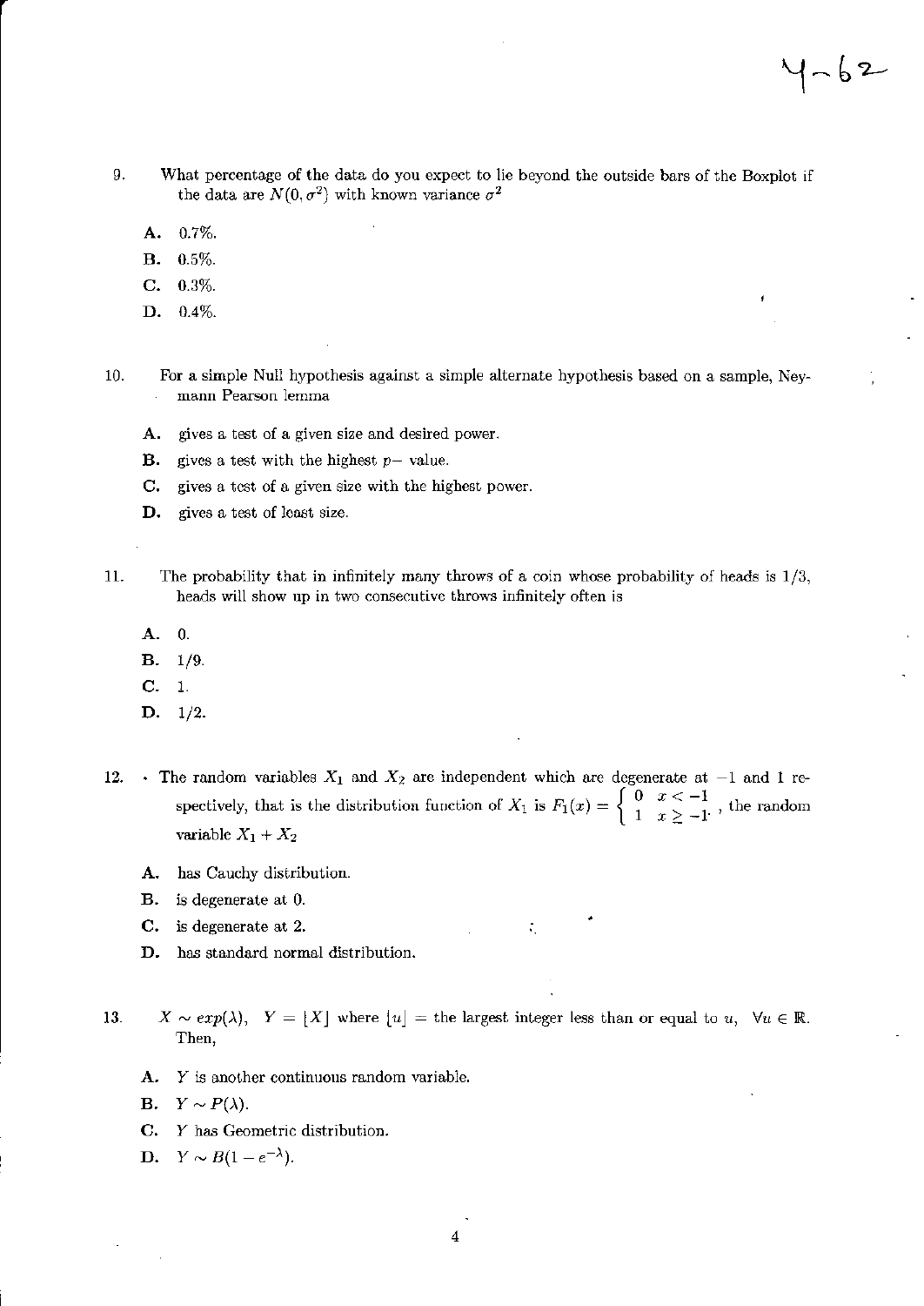9. What percentage of the data do you expect to lie beyond the outside bars of the Boxplot if the data are $N(0, \sigma^2)$ with known variance $\sigma^2$

   **A.** 0.7%.

   **B.** 0.5%.

   **C.** 0.3%.

   **D.** 0.4%.

10. For a simple Null hypothesis against a simple alternate hypothesis based on a sample, Neymann Pearson lemma

    **A.** gives a test of a given size and desired power.

    **B.** gives a test with the highest $p-$ value.

    **C.** gives a test of a given size with the highest power.

    **D.** gives a test of least size.

11. The probability that in infinitely many throws of a coin whose probability of heads is 1/3, heads will show up in two consecutive throws infinitely often is

    **A.** 0.

    **B.** 1/9.

    **C.** 1.

    **D.** 1/2.

12. The random variables $X_1$ and $X_2$ are independent which are degenerate at $-1$ and 1 respectively, that is the distribution function of $X_1$ is $F_1(x) = \begin{cases} 0 & x < -1 \\ 1 & x \geq -1 \end{cases}$, the random variable $X_1 + X_2$

    **A.** has Cauchy distribution.

    **B.** is degenerate at 0.

    **C.** is degenerate at 2.

    **D.** has standard normal distribution.

13. $X \sim exp(\lambda)$, $Y = \lfloor X \rfloor$ where $\lfloor u \rfloor$ = the largest integer less than or equal to $u$, $\forall u \in \mathbb{R}$. Then,

    **A.** $Y$ is another continuous random variable.

    **B.** $Y \sim P(\lambda)$.

    **C.** $Y$ has Geometric distribution.

    **D.** $Y \sim B(1 - e^{-\lambda})$.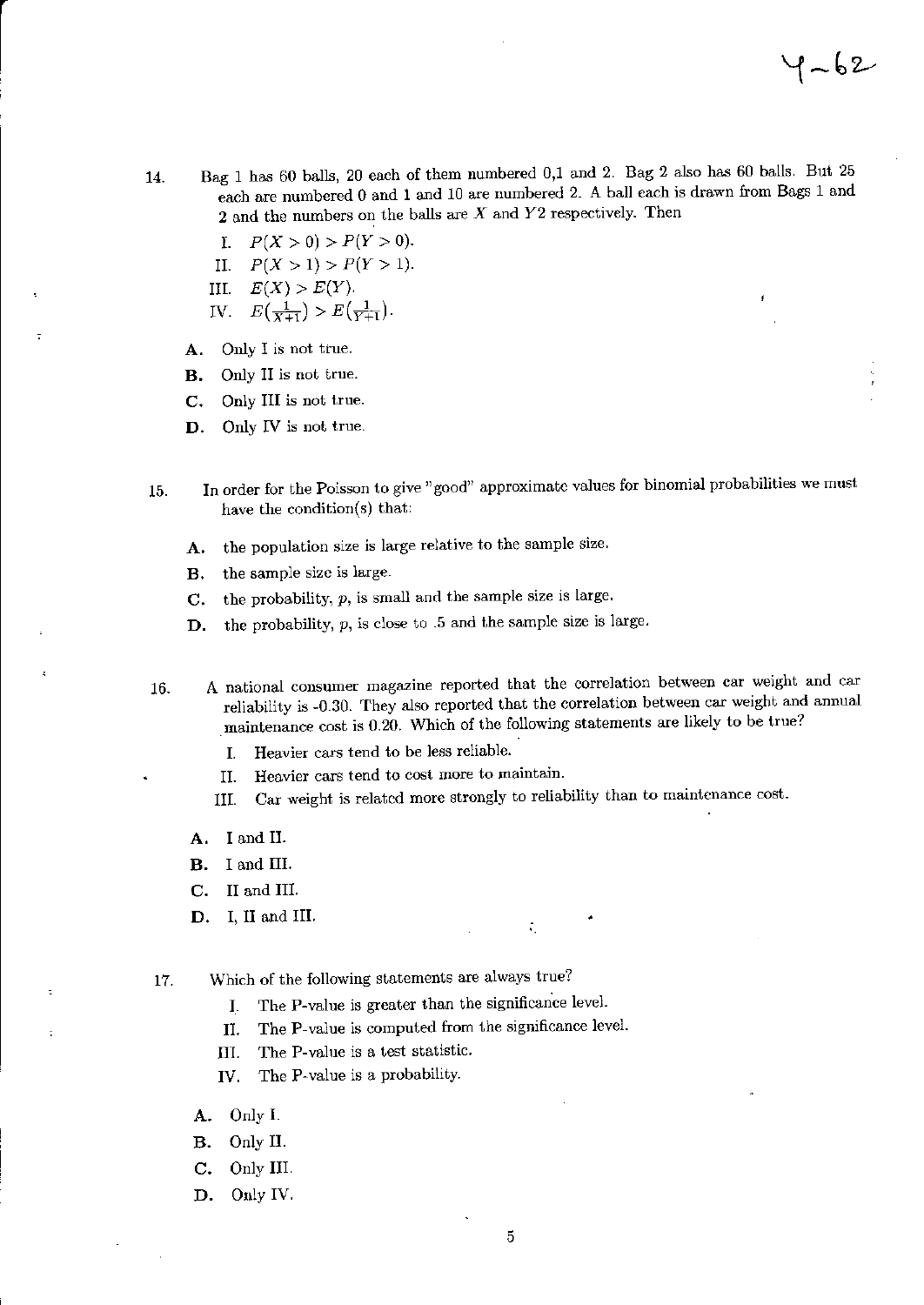14. Bag 1 has 60 balls, 20 each of them numbered 0,1 and 2. Bag 2 also has 60 balls. But 25 each are numbered 0 and 1 and 10 are numbered 2. A ball each is drawn from Bags 1 and 2 and the numbers on the balls are $X$ and $Y2$ respectively. Then

    I. $P(X > 0) > P(Y > 0)$.

    II. $P(X > 1) > P(Y > 1)$.

    III. $E(X) > E(Y)$.

    IV. $E(\frac{1}{X+1}) > E(\frac{1}{Y+1})$.

    **A.** Only I is not true.

    **B.** Only II is not true.

    **C.** Only III is not true.

    **D.** Only IV is not true.

15. In order for the Poisson to give "good" approximate values for binomial probabilities we must have the condition(s) that:

    **A.** the population size is large relative to the sample size.

    **B.** the sample size is large.

    **C.** the probability, $p$, is small and the sample size is large.

    **D.** the probability, $p$, is close to .5 and the sample size is large.

16. A national consumer magazine reported that the correlation between car weight and car reliability is -0.30. They also reported that the correlation between car weight and annual maintenance cost is 0.20. Which of the following statements are likely to be true?

    I. Heavier cars tend to be less reliable.

    II. Heavier cars tend to cost more to maintain.

    III. Car weight is related more strongly to reliability than to maintenance cost.

    **A.** I and II.

    **B.** I and III.

    **C.** II and III.

    **D.** I, II and III.

17. Which of the following statements are always true?

    I. The P-value is greater than the significance level.

    II. The P-value is computed from the significance level.

    III. The P-value is a test statistic.

    IV. The P-value is a probability.

    **A.** Only I.

    **B.** Only II.

    **C.** Only III.

    **D.** Only IV.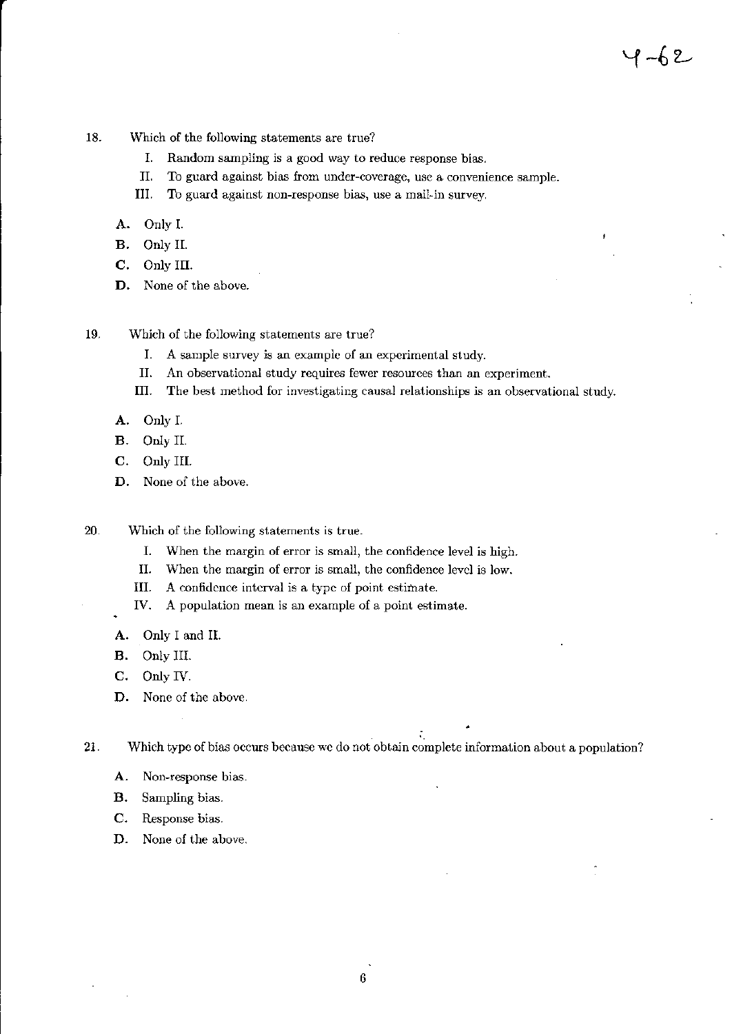18. Which of the following statements are true?

    I. Random sampling is a good way to reduce response bias.
    II. To guard against bias from under-coverage, use a convenience sample.
    III. To guard against non-response bias, use a mail-in survey.

    **A.** Only I.
    **B.** Only II.
    **C.** Only III.
    **D.** None of the above.

19. Which of the following statements are true?

    I. A sample survey is an example of an experimental study.
    II. An observational study requires fewer resources than an experiment.
    III. The best method for investigating causal relationships is an observational study.

    **A.** Only I.
    **B.** Only II.
    **C.** Only III.
    **D.** None of the above.

20. Which of the following statements is true.

    I. When the margin of error is small, the confidence level is high.
    II. When the margin of error is small, the confidence level is low.
    III. A confidence interval is a type of point estimate.
    IV. A population mean is an example of a point estimate.

    **A.** Only I and II.
    **B.** Only III.
    **C.** Only IV.
    **D.** None of the above.

21. Which type of bias occurs because we do not obtain complete information about a population?

    **A.** Non-response bias.
    **B.** Sampling bias.
    **C.** Response bias.
    **D.** None of the above.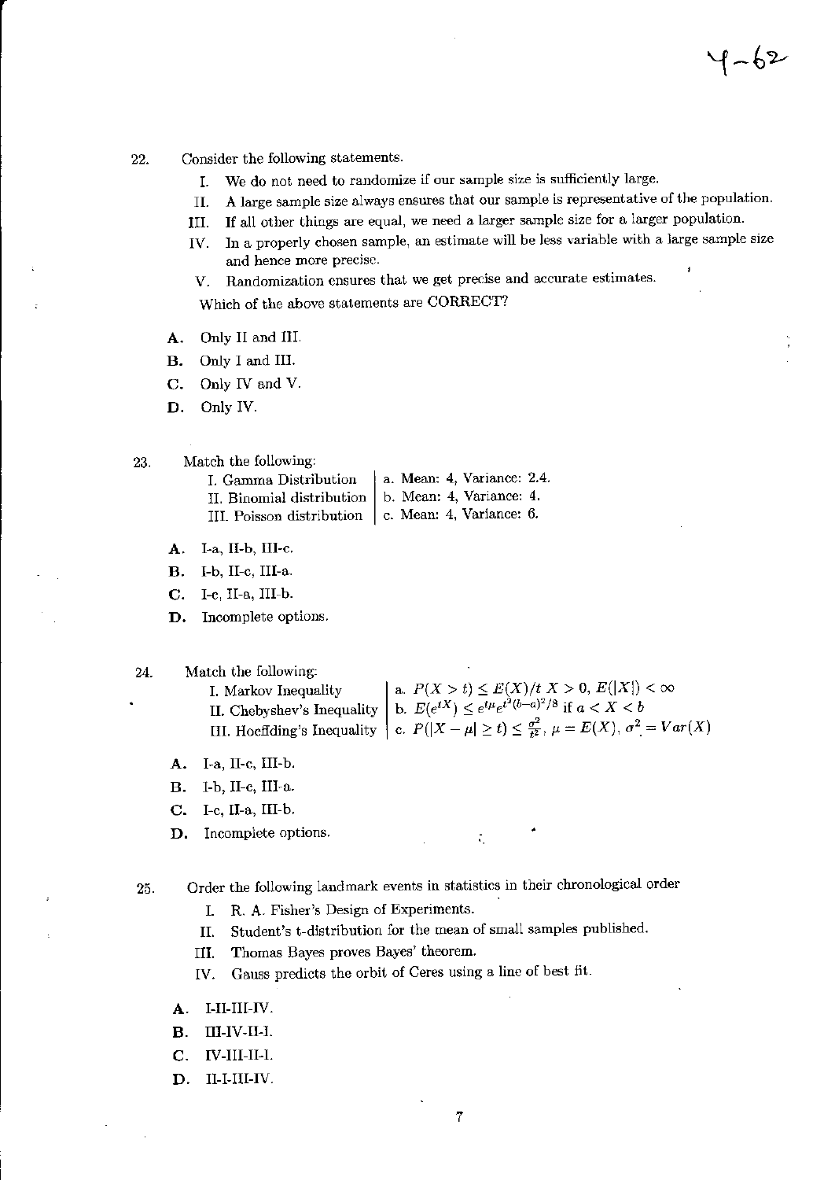22. Consider the following statements.

    I. We do not need to randomize if our sample size is sufficiently large.

    II. A large sample size always ensures that our sample is representative of the population.

    III. If all other things are equal, we need a larger sample size for a larger population.

    IV. In a properly chosen sample, an estimate will be less variable with a large sample size and hence more precise.

    V. Randomization ensures that we get precise and accurate estimates.

    Which of the above statements are CORRECT?

    **A.** Only II and III.

    **B.** Only I and III.

    **C.** Only IV and V.

    **D.** Only IV.

23. Match the following:

| | |
|---|---|
| I. Gamma Distribution | a. Mean: 4, Variance: 2.4. |
| II. Binomial distribution | b. Mean: 4, Variance: 4. |
| III. Poisson distribution | c. Mean: 4, Variance: 6. |

   **A.** I-a, II-b, III-c.

   **B.** I-b, II-c, III-a.

   **C.** I-c, II-a, III-b.

   **D.** Incomplete options.

24. Match the following:

| | |
|---|---|
| I. Markov Inequality | a. $P(X > t) \leq E(X)/t \; X > 0, \; E(\lvert X \rvert) < \infty$ |
| II. Chebyshev's Inequality | b. $E(e^{tX}) \leq e^{t\mu}e^{t^2(b-a)^2/8}$ if $a < X < b$ |
| III. Hoeffding's Inequality | c. $P(\lvert X - \mu \rvert \geq t) \leq \frac{\sigma^2}{t^2}$, $\mu = E(X)$, $\sigma^2 = Var(X)$ |

   **A.** I-a, II-c, III-b.

   **B.** I-b, II-c, III-a.

   **C.** I-c, II-a, III-b.

   **D.** Incomplete options.

25. Order the following landmark events in statistics in their chronological order

    I. R. A. Fisher's Design of Experiments.

    II. Student's t-distribution for the mean of small samples published.

    III. Thomas Bayes proves Bayes' theorem.

    IV. Gauss predicts the orbit of Ceres using a line of best fit.

    **A.** I-II-III-IV.

    **B.** III-IV-II-I.

    **C.** IV-III-II-I.

    **D.** II-I-III-IV.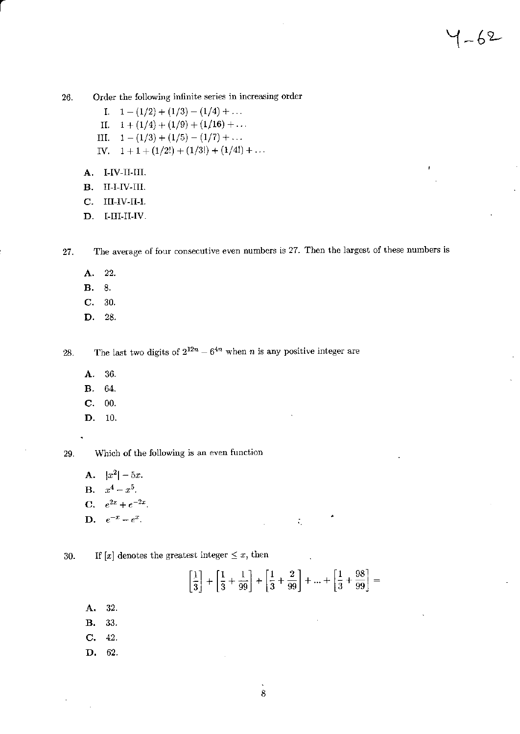26. Order the following infinite series in increasing order

I. $1 - (1/2) + (1/3) - (1/4) + \ldots$

II. $1 + (1/4) + (1/9) + (1/16) + \ldots$

III. $1 - (1/3) + (1/5) - (1/7) + \ldots$

IV. $1 + 1 + (1/2!) + (1/3!) + (1/4!) + \ldots$

**A.** I-IV-II-III.

**B.** II-I-IV-III.

**C.** III-IV-II-I.

**D.** I-III-II-IV.

27. The average of four consecutive even numbers is 27. Then the largest of these numbers is

**A.** 22.

**B.** 8.

**C.** 30.

**D.** 28.

28. The last two digits of $2^{12n} - 6^{4n}$ when $n$ is any positive integer are

**A.** 36.

**B.** 64.

**C.** 00.

**D.** 10.

29. Which of the following is an even function

**A.** $|x^2| - 5x$.

**B.** $x^4 - x^5$.

**C.** $e^{2x} + e^{-2x}$.

**D.** $e^{-x} - e^{x}$.

30. If $[x]$ denotes the greatest integer $\leq x$, then

$$\left[\frac{1}{3}\right] + \left[\frac{1}{3} + \frac{1}{99}\right] + \left[\frac{1}{3} + \frac{2}{99}\right] + \ldots + \left[\frac{1}{3} + \frac{98}{99}\right] =$$

**A.** 32.

**B.** 33.

**C.** 42.

**D.** 62.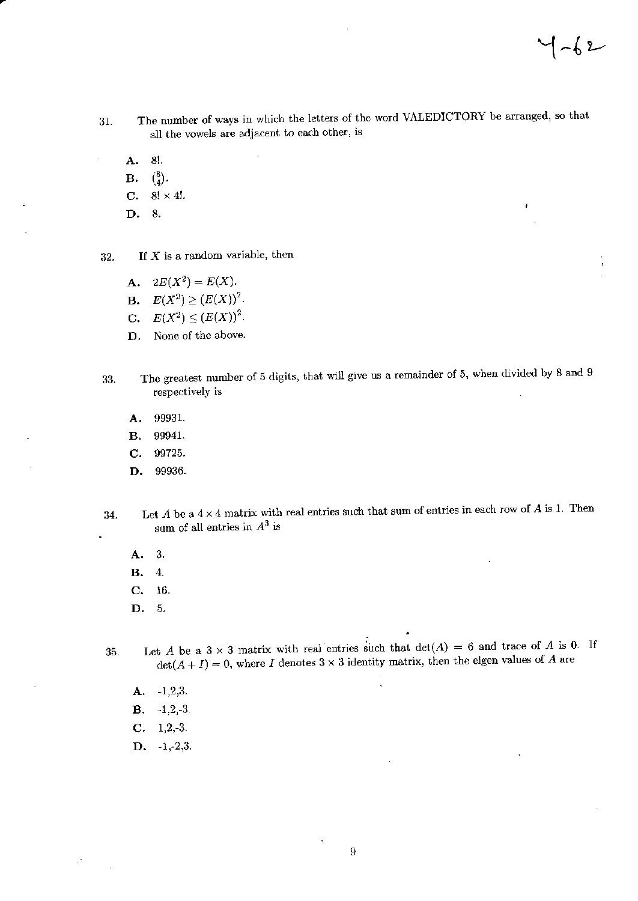31. The number of ways in which the letters of the word VALEDICTORY be arranged, so that all the vowels are adjacent to each other, is

   A. 8!.
   B. $\binom{8}{4}$.
   C. $8! \times 4!$.
   D. 8.

32. If $X$ is a random variable, then

   A. $2E(X^2) = E(X)$.
   B. $E(X^2) \geq (E(X))^2$.
   C. $E(X^2) \leq (E(X))^2$.
   D. None of the above.

33. The greatest number of 5 digits, that will give us a remainder of 5, when divided by 8 and 9 respectively is

   A. 99931.
   B. 99941.
   C. 99725.
   D. 99936.

34. Let $A$ be a $4 \times 4$ matrix with real entries such that sum of entries in each row of $A$ is 1. Then sum of all entries in $A^3$ is

   A. 3.
   B. 4.
   C. 16.
   D. 5.

35. Let $A$ be a $3 \times 3$ matrix with real entries such that $\det(A) = 6$ and trace of $A$ is 0. If $\det(A + I) = 0$, where $I$ denotes $3 \times 3$ identity matrix, then the eigen values of $A$ are

   A. -1,2,3.
   B. -1,2,-3.
   C. 1,2,-3.
   D. -1,-2,3.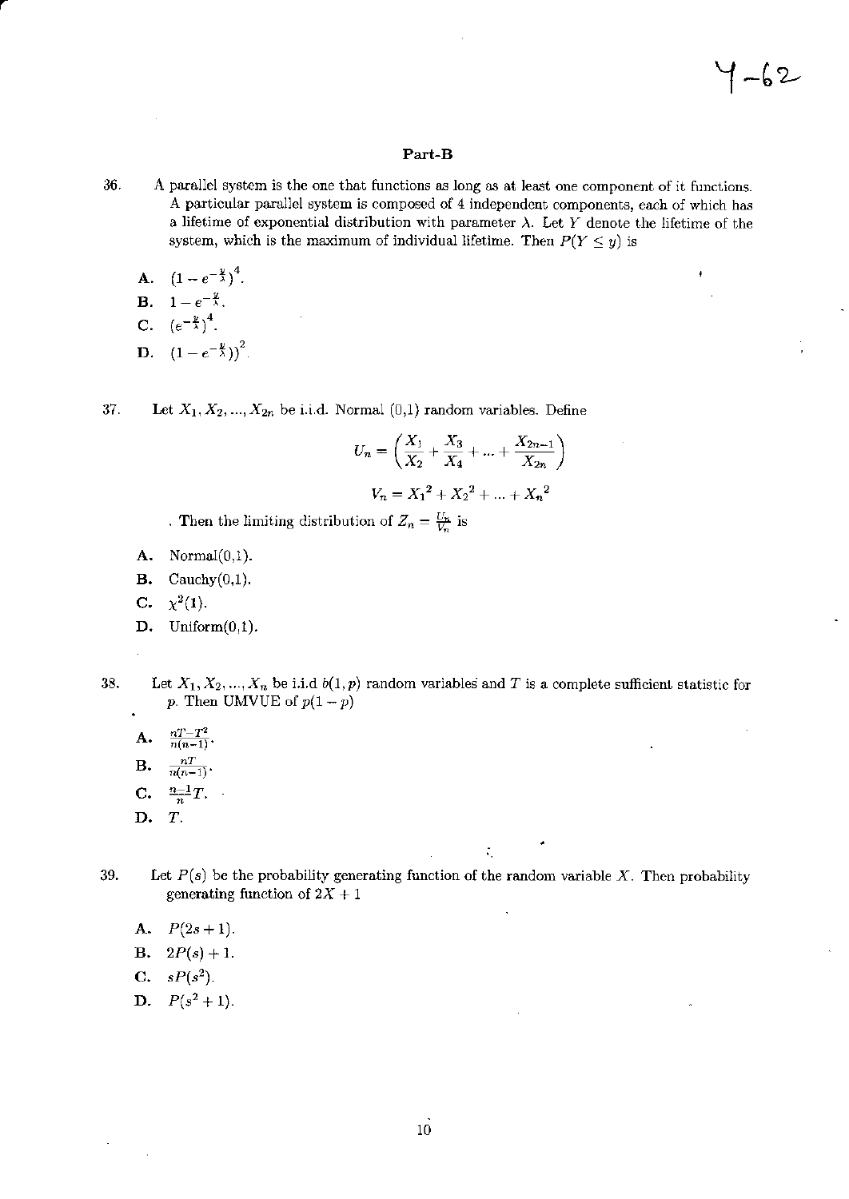## Part-B

36. A parallel system is the one that functions as long as at least one component of it functions. A particular parallel system is composed of 4 independent components, each of which has a lifetime of exponential distribution with parameter $\lambda$. Let $Y$ denote the lifetime of the system, which is the maximum of individual lifetime. Then $P(Y \leq y)$ is

   A. $(1 - e^{-\frac{y}{\lambda}})^4$.
   
   B. $1 - e^{-\frac{y}{\lambda}}$.
   
   C. $(e^{-\frac{y}{\lambda}})^4$.
   
   D. $(1 - e^{-\frac{y}{\lambda}}))^2$.

37. Let $X_1, X_2, ..., X_{2n}$ be i.i.d. Normal (0,1) random variables. Define

$$U_n = \left( \frac{X_1}{X_2} + \frac{X_3}{X_4} + ... + \frac{X_{2n-1}}{X_{2n}} \right)$$

$$V_n = {X_1}^2 + {X_2}^2 + ... + {X_n}^2$$

   . Then the limiting distribution of $Z_n = \frac{U_n}{V_n}$ is

   A. Normal(0,1).
   
   B. Cauchy(0,1).
   
   C. $\chi^2(1)$.
   
   D. Uniform(0,1).

38. Let $X_1, X_2, ..., X_n$ be i.i.d $b(1, p)$ random variables and $T$ is a complete sufficient statistic for $p$. Then UMVUE of $p(1-p)$

   A. $\frac{nT - T^2}{n(n-1)}$.
   
   B. $\frac{nT}{n(n-1)}$.
   
   C. $\frac{n-1}{n}T$.
   
   D. $T$.

39. Let $P(s)$ be the probability generating function of the random variable $X$. Then probability generating function of $2X + 1$

   A. $P(2s + 1)$.
   
   B. $2P(s) + 1$.
   
   C. $sP(s^2)$.
   
   D. $P(s^2 + 1)$.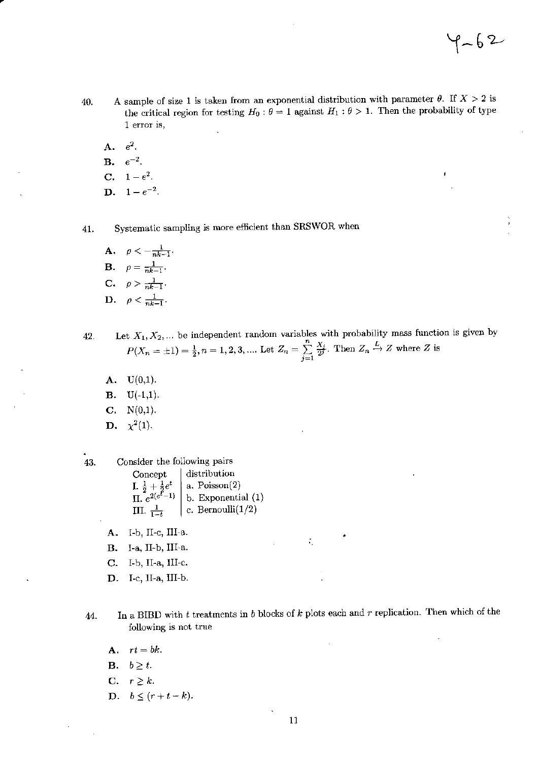40. A sample of size 1 is taken from an exponential distribution with parameter $\theta$. If $X > 2$ is the critical region for testing $H_0 : \theta = 1$ against $H_1 : \theta > 1$. Then the probability of type 1 error is,

   A. $e^2$.

   B. $e^{-2}$.

   C. $1 - e^2$.

   D. $1 - e^{-2}$.

41. Systematic sampling is more efficient than SRSWOR when

   A. $\rho < -\frac{1}{nk-1}$.

   B. $\rho = \frac{1}{nk-1}$.

   C. $\rho > \frac{1}{nk-1}$.

   D. $\rho < \frac{1}{nk-1}$.

42. Let $X_1, X_2, \ldots$ be independent random variables with probability mass function is given by $P(X_n = \pm 1) = \frac{1}{2}, n = 1, 2, 3, \ldots$ Let $Z_n = \sum_{j=1}^{n} \frac{X_j}{2^j}$. Then $Z_n \xrightarrow{L} Z$ where $Z$ is

   A. U(0,1).

   B. U(-1,1).

   C. N(0,1).

   D. $\chi^2(1)$.

43. Consider the following pairs

| Concept | distribution |
|---|---|
| I. $\frac{1}{2} + \frac{1}{2}e^t$ | a. Poisson(2) |
| II. $e^{2(e^t-1)}$ | b. Exponential (1) |
| III. $\frac{1}{1-t}$ | c. Bernoulli(1/2) |

   A. I-b, II-c, III-a.

   B. I-a, II-b, III-a.

   C. I-b, II-a, III-c.

   D. I-c, II-a, III-b.

44. In a BIBD with $t$ treatments in $b$ blocks of $k$ plots each and $r$ replication. Then which of the following is not true

   A. $rt = bk$.

   B. $b \geq t$.

   C. $r \geq k$.

   D. $b \leq (r + t - k)$.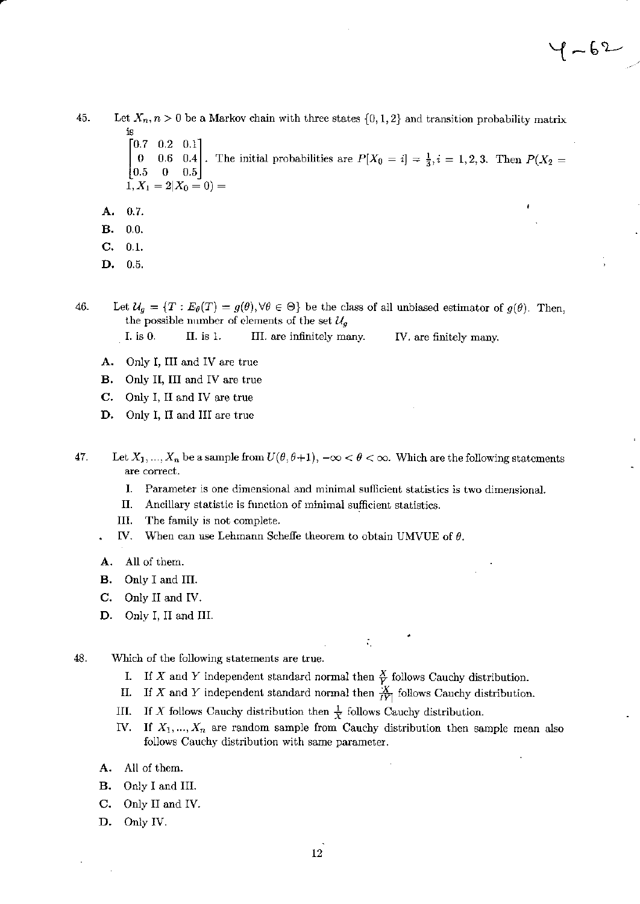45. Let $X_n, n > 0$ be a Markov chain with three states $\{0, 1, 2\}$ and transition probability matrix is
$\begin{bmatrix} 0.7 & 0.2 & 0.1 \\ 0 & 0.6 & 0.4 \\ 0.5 & 0 & 0.5 \end{bmatrix}$. The initial probabilities are $P[X_0 = i] = \frac{1}{3}, i = 1, 2, 3$. Then $P(X_2 = 1, X_1 = 2 | X_0 = 0) =$

- **A.** 0.7.
- **B.** 0.0.
- **C.** 0.1.
- **D.** 0.5.

46. Let $\mathcal{U}_g = \{T : E_\theta(T) = g(\theta), \forall \theta \in \Theta\}$ be the class of all unbiased estimator of $g(\theta)$. Then, the possible number of elements of the set $\mathcal{U}_g$

I. is 0. II. is 1. III. are infinitely many. IV. are finitely many.

- **A.** Only I, III and IV are true
- **B.** Only II, III and IV are true
- **C.** Only I, II and IV are true
- **D.** Only I, II and III are true

47. Let $X_1, ..., X_n$ be a sample from $U(\theta, \theta+1)$, $-\infty < \theta < \infty$. Which are the following statements are correct.

I. Parameter is one dimensional and minimal sufficient statistics is two dimensional.
II. Ancillary statistic is function of minimal sufficient statistics.
III. The family is not complete.
IV. When can use Lehmann Scheffe theorem to obtain UMVUE of $\theta$.

- **A.** All of them.
- **B.** Only I and III.
- **C.** Only II and IV.
- **D.** Only I, II and III.

48. Which of the following statements are true.

I. If $X$ and $Y$ independent standard normal then $\frac{X}{Y}$ follows Cauchy distribution.
II. If $X$ and $Y$ independent standard normal then $\frac{X}{|Y|}$ follows Cauchy distribution.
III. If $X$ follows Cauchy distribution then $\frac{1}{X}$ follows Cauchy distribution.
IV. If $X_1, ..., X_n$ are random sample from Cauchy distribution then sample mean also follows Cauchy distribution with same parameter.

- **A.** All of them.
- **B.** Only I and III.
- **C.** Only II and IV.
- **D.** Only IV.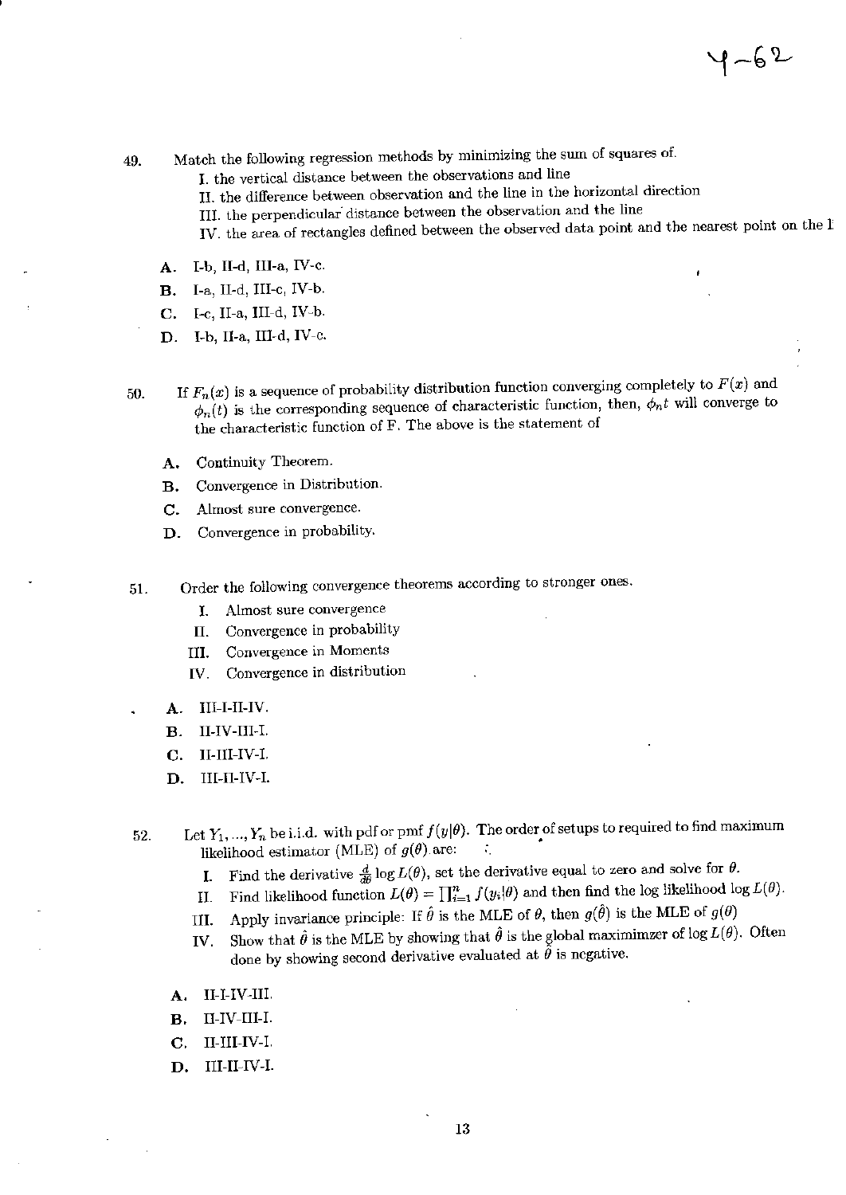49. Match the following regression methods by minimizing the sum of squares of.

    I. the vertical distance between the observations and line

    II. the difference between observation and the line in the horizontal direction

    III. the perpendicular distance between the observation and the line

    IV. the area of rectangles defined between the observed data point and the nearest point on the l

    **A.** I-b, II-d, III-a, IV-c.

    **B.** I-a, II-d, III-c, IV-b.

    **C.** I-c, II-a, III-d, IV-b.

    **D.** I-b, II-a, III-d, IV-c.

50. If $F_n(x)$ is a sequence of probability distribution function converging completely to $F(x)$ and $\phi_n(t)$ is the corresponding sequence of characteristic function, then, $\phi_n t$ will converge to the characteristic function of F. The above is the statement of

    **A.** Continuity Theorem.

    **B.** Convergence in Distribution.

    **C.** Almost sure convergence.

    **D.** Convergence in probability.

51. Order the following convergence theorems according to stronger ones.

    I. Almost sure convergence

    II. Convergence in probability

    III. Convergence in Moments

    IV. Convergence in distribution

    **A.** III-I-II-IV.

    **B.** II-IV-III-I.

    **C.** II-III-IV-I.

    **D.** III-II-IV-I.

52. Let $Y_1, ..., Y_n$ be i.i.d. with pdf or pmf $f(y|\theta)$. The order of setups to required to find maximum likelihood estimator (MLE) of $g(\theta)$ are:

    I. Find the derivative $\frac{d}{d\theta} \log L(\theta)$, set the derivative equal to zero and solve for $\theta$.

    II. Find likelihood function $L(\theta) = \prod_{i=1}^{n} f(y_i|\theta)$ and then find the log likelihood $\log L(\theta)$.

    III. Apply invariance principle: If $\hat{\theta}$ is the MLE of $\theta$, then $g(\hat{\theta})$ is the MLE of $g(\theta)$

    IV. Show that $\hat{\theta}$ is the MLE by showing that $\hat{\theta}$ is the global maximimzer of $\log L(\theta)$. Often done by showing second derivative evaluated at $\hat{\theta}$ is negative.

    **A.** II-I-IV-III.

    **B.** II-IV-III-I.

    **C.** II-III-IV-I.

    **D.** III-II-IV-I.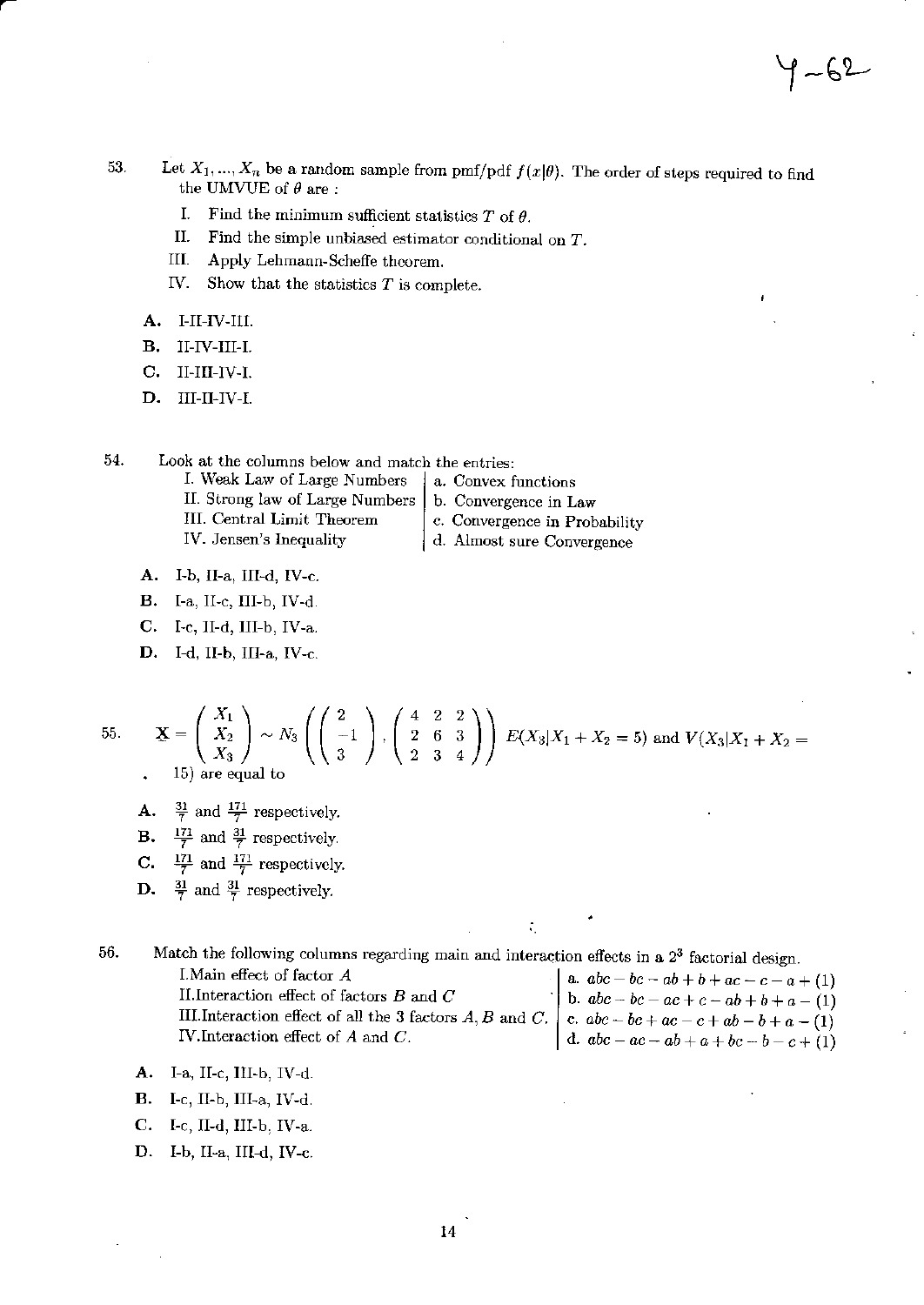53. Let $X_1, ..., X_n$ be a random sample from pmf/pdf $f(x|\theta)$. The order of steps required to find the UMVUE of $\theta$ are :

   I. Find the minimum sufficient statistics $T$ of $\theta$.

   II. Find the simple unbiased estimator conditional on $T$.

   III. Apply Lehmann-Scheffe theorem.

   IV. Show that the statistics $T$ is complete.

   **A.** I-II-IV-III.

   **B.** II-IV-III-I.

   **C.** II-III-IV-I.

   **D.** III-II-IV-I.

54. Look at the columns below and match the entries:

| | |
|---|---|
| I. Weak Law of Large Numbers | a. Convex functions |
| II. Strong law of Large Numbers | b. Convergence in Law |
| III. Central Limit Theorem | c. Convergence in Probability |
| IV. Jensen's Inequality | d. Almost sure Convergence |

   **A.** I-b, II-a, III-d, IV-c.

   **B.** I-a, II-c, III-b, IV-d.

   **C.** I-c, II-d, III-b, IV-a.

   **D.** I-d, II-b, III-a, IV-c.

55. $\underset{\sim}{X} = \begin{pmatrix} X_1 \\ X_2 \\ X_3 \end{pmatrix} \sim N_3 \left( \begin{pmatrix} 2 \\ -1 \\ 3 \end{pmatrix}, \begin{pmatrix} 4 & 2 & 2 \\ 2 & 6 & 3 \\ 2 & 3 & 4 \end{pmatrix} \right)$ $E(X_3|X_1 + X_2 = 5)$ and $V(X_3|X_1 + X_2 = 15)$ are equal to

   **A.** $\frac{31}{7}$ and $\frac{171}{7}$ respectively.

   **B.** $\frac{171}{7}$ and $\frac{31}{7}$ respectively.

   **C.** $\frac{171}{7}$ and $\frac{171}{7}$ respectively.

   **D.** $\frac{31}{7}$ and $\frac{31}{7}$ respectively.

56. Match the following columns regarding main and interaction effects in a $2^3$ factorial design.

| | |
|---|---|
| I. Main effect of factor $A$ | a. $abc - bc - ab + b + ac - c - a + (1)$ |
| II. Interaction effect of factors $B$ and $C$ | b. $abc - bc - ac + c - ab + b + a - (1)$ |
| III. Interaction effect of all the 3 factors $A, B$ and $C$. | c. $abc - bc + ac - c + ab - b + a - (1)$ |
| IV. Interaction effect of $A$ and $C$. | d. $abc - ac - ab + a + bc - b - c + (1)$ |

   **A.** I-a, II-c, III-b, IV-d.

   **B.** I-c, II-b, III-a, IV-d.

   **C.** I-c, II-d, III-b, IV-a.

   **D.** I-b, II-a, III-d, IV-c.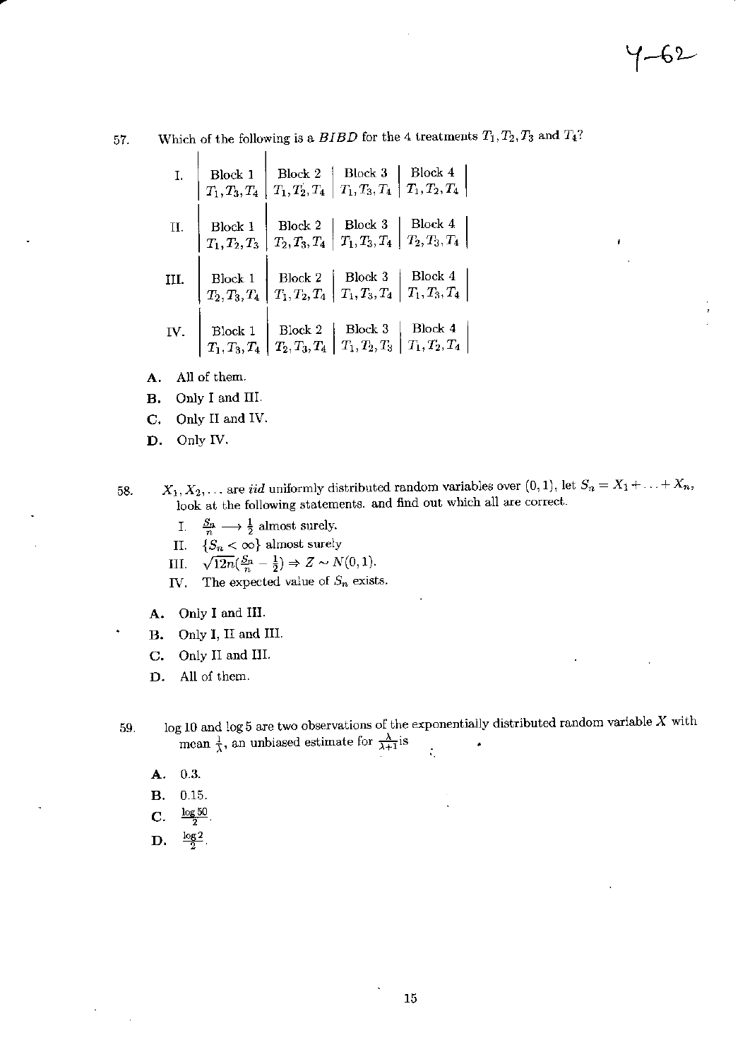57. Which of the following is a *BIBD* for the 4 treatments $T_1, T_2, T_3$ and $T_4$?

I.

| Block 1 | Block 2 | Block 3 | Block 4 |
|---|---|---|---|
| $T_1, T_3, T_4$ | $T_1, T_2, T_4$ | $T_1, T_3, T_4$ | $T_1, T_2, T_4$ |

II.

| Block 1 | Block 2 | Block 3 | Block 4 |
|---|---|---|---|
| $T_1, T_2, T_3$ | $T_2, T_3, T_4$ | $T_1, T_3, T_4$ | $T_2, T_3, T_4$ |

III.

| Block 1 | Block 2 | Block 3 | Block 4 |
|---|---|---|---|
| $T_2, T_3, T_4$ | $T_1, T_2, T_4$ | $T_1, T_3, T_4$ | $T_1, T_3, T_4$ |

IV.

| Block 1 | Block 2 | Block 3 | Block 4 |
|---|---|---|---|
| $T_1, T_3, T_4$ | $T_2, T_3, T_4$ | $T_1, T_2, T_3$ | $T_1, T_2, T_4$ |

A. All of them.

B. Only I and III.

C. Only II and IV.

D. Only IV.

58. $X_1, X_2, \ldots$ are *iid* uniformly distributed random variables over $(0, 1)$, let $S_n = X_1 + \ldots + X_n$, look at the following statements. and find out which all are correct.

I. $\frac{S_n}{n} \longrightarrow \frac{1}{2}$ almost surely.

II. $\{S_n < \infty\}$ almost surely

III. $\sqrt{12n}(\frac{S_n}{n} - \frac{1}{2}) \Rightarrow Z \sim N(0, 1)$.

IV. The expected value of $S_n$ exists.

A. Only I and III.

B. Only I, II and III.

C. Only II and III.

D. All of them.

59. $\log 10$ and $\log 5$ are two observations of the exponentially distributed random variable $X$ with mean $\frac{1}{\lambda}$, an unbiased estimate for $\frac{\lambda}{\lambda+1}$ is

A. 0.3.

B. 0.15.

C. $\frac{\log 50}{2}$.

D. $\frac{\log 2}{2}$.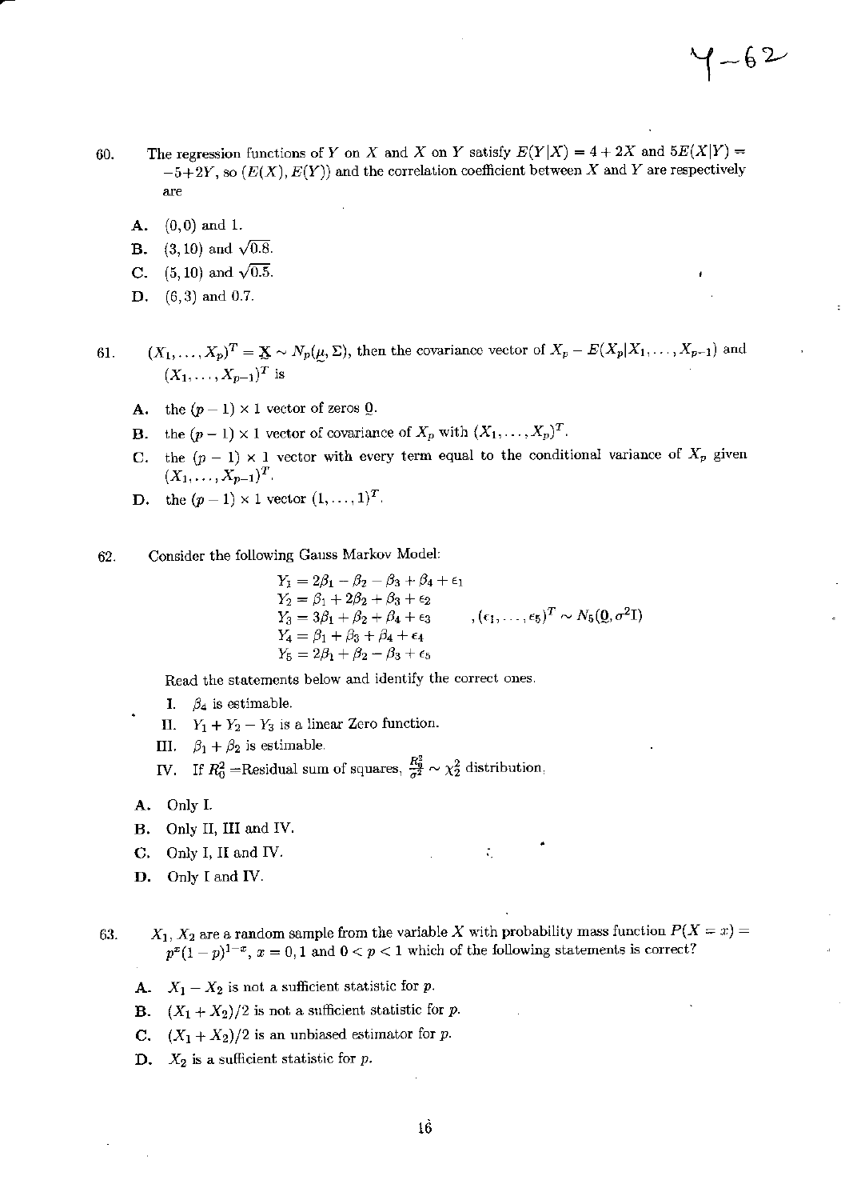60. The regression functions of $Y$ on $X$ and $X$ on $Y$ satisfy $E(Y|X) = 4 + 2X$ and $5E(X|Y) = -5+2Y$, so $(E(X), E(Y))$ and the correlation coefficient between $X$ and $Y$ are respectively are

   A. $(0, 0)$ and 1.

   B. $(3, 10)$ and $\sqrt{0.8}$.

   C. $(5, 10)$ and $\sqrt{0.5}$.

   D. $(6, 3)$ and 0.7.

61. $(X_1, \ldots, X_p)^T = \underset{\sim}{X} \sim N_p(\underset{\sim}{\mu}, \Sigma)$, then the covariance vector of $X_p - E(X_p|X_1, \ldots, X_{p-1})$ and $(X_1, \ldots, X_{p-1})^T$ is

   A. the $(p-1) \times 1$ vector of zeros $\underset{\sim}{0}$.

   B. the $(p-1) \times 1$ vector of covariance of $X_p$ with $(X_1, \ldots, X_p)^T$.

   C. the $(p-1) \times 1$ vector with every term equal to the conditional variance of $X_p$ given $(X_1, \ldots, X_{p-1})^T$.

   D. the $(p-1) \times 1$ vector $(1, \ldots, 1)^T$.

62. Consider the following Gauss Markov Model:

$$
\begin{aligned}
Y_1 &= 2\beta_1 - \beta_2 - \beta_3 + \beta_4 + \epsilon_1 \\
Y_2 &= \beta_1 + 2\beta_2 + \beta_3 + \epsilon_2 \\
Y_3 &= 3\beta_1 + \beta_2 + \beta_4 + \epsilon_3 \qquad , (\epsilon_1, \ldots, \epsilon_5)^T \sim N_5(\underset{\sim}{0}, \sigma^2 \mathrm{I}) \\
Y_4 &= \beta_1 + \beta_3 + \beta_4 + \epsilon_4 \\
Y_5 &= 2\beta_1 + \beta_2 - \beta_3 + \epsilon_5
\end{aligned}
$$

   Read the statements below and identify the correct ones.

   I. $\beta_4$ is estimable.

   II. $Y_1 + Y_2 - Y_3$ is a linear Zero function.

   III. $\beta_1 + \beta_2$ is estimable.

   IV. If $R_0^2$ =Residual sum of squares, $\frac{R_0^2}{\sigma^2} \sim \chi_2^2$ distribution.

   A. Only I.

   B. Only II, III and IV.

   C. Only I, II and IV.

   D. Only I and IV.

63. $X_1, X_2$ are a random sample from the variable $X$ with probability mass function $P(X = x) = p^x(1-p)^{1-x}$, $x = 0, 1$ and $0 < p < 1$ which of the following statements is correct?

   A. $X_1 - X_2$ is not a sufficient statistic for $p$.

   B. $(X_1 + X_2)/2$ is not a sufficient statistic for $p$.

   C. $(X_1 + X_2)/2$ is an unbiased estimator for $p$.

   D. $X_2$ is a sufficient statistic for $p$.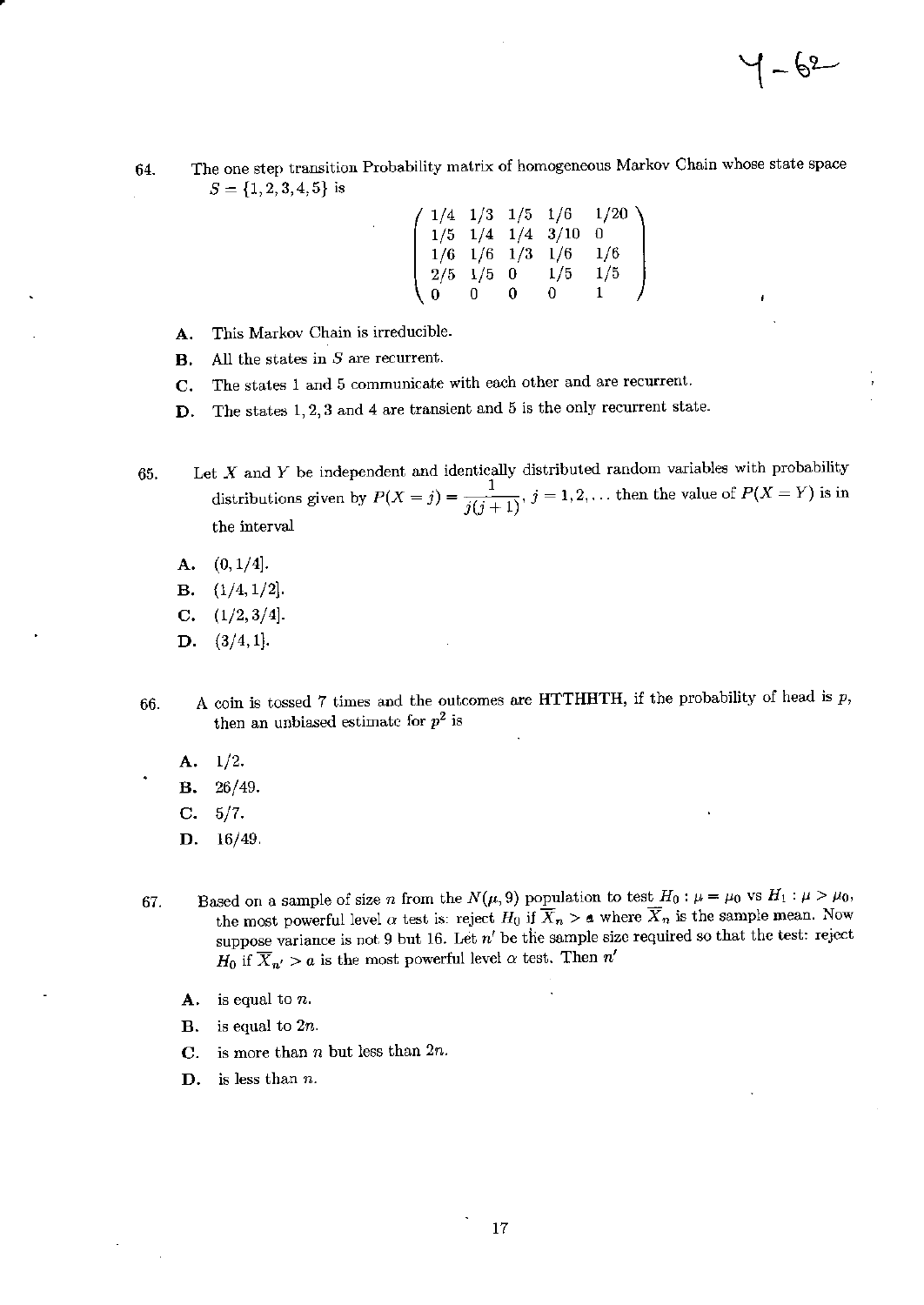64. The one step transition Probability matrix of homogeneous Markov Chain whose state space $S = \{1, 2, 3, 4, 5\}$ is

$$\begin{pmatrix} 1/4 & 1/3 & 1/5 & 1/6 & 1/20 \\ 1/5 & 1/4 & 1/4 & 3/10 & 0 \\ 1/6 & 1/6 & 1/3 & 1/6 & 1/6 \\ 2/5 & 1/5 & 0 & 1/5 & 1/5 \\ 0 & 0 & 0 & 0 & 1 \end{pmatrix}$$

- **A.** This Markov Chain is irreducible.
- **B.** All the states in $S$ are recurrent.
- **C.** The states 1 and 5 communicate with each other and are recurrent.
- **D.** The states 1, 2, 3 and 4 are transient and 5 is the only recurrent state.

65. Let $X$ and $Y$ be independent and identically distributed random variables with probability distributions given by $P(X = j) = \frac{1}{j(j+1)}$, $j = 1, 2, \ldots$ then the value of $P(X = Y)$ is in the interval

- **A.** $(0, 1/4]$.
- **B.** $(1/4, 1/2]$.
- **C.** $(1/2, 3/4]$.
- **D.** $(3/4, 1]$.

66. A coin is tossed 7 times and the outcomes are HTTHHTH, if the probability of head is $p$, then an unbiased estimate for $p^2$ is

- **A.** 1/2.
- **B.** 26/49.
- **C.** 5/7.
- **D.** 16/49.

67. Based on a sample of size $n$ from the $N(\mu, 9)$ population to test $H_0 : \mu = \mu_0$ vs $H_1 : \mu > \mu_0$, the most powerful level $\alpha$ test is: reject $H_0$ if $\overline{X}_n > a$ where $\overline{X}_n$ is the sample mean. Now suppose variance is not 9 but 16. Let $n'$ be the sample size required so that the test: reject $H_0$ if $\overline{X}_{n'} > a$ is the most powerful level $\alpha$ test. Then $n'$

- **A.** is equal to $n$.
- **B.** is equal to $2n$.
- **C.** is more than $n$ but less than $2n$.
- **D.** is less than $n$.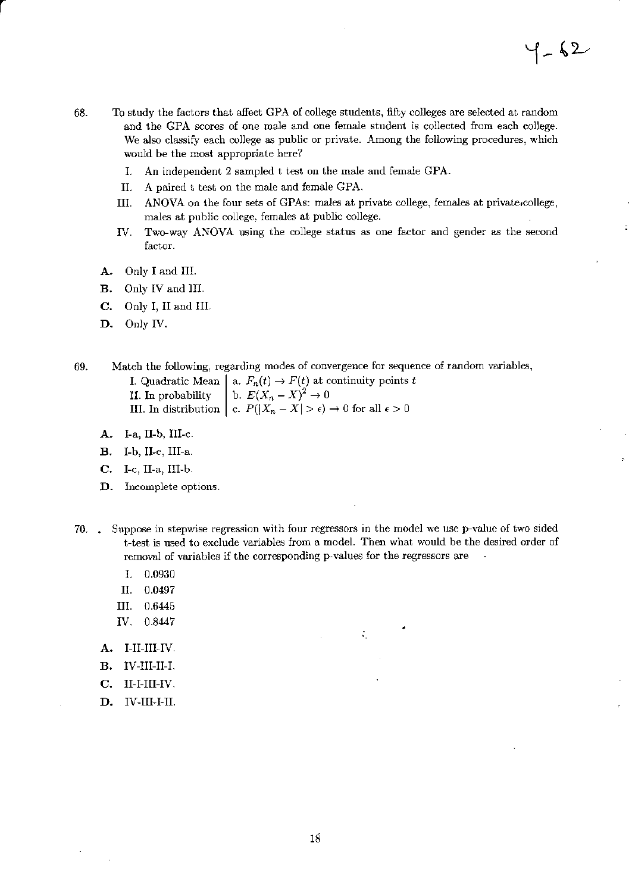68. To study the factors that affect GPA of college students, fifty colleges are selected at random and the GPA scores of one male and one female student is collected from each college. We also classify each college as public or private. Among the following procedures, which would be the most appropriate here?

    I. An independent 2 sampled t test on the male and female GPA.

    II. A paired t test on the male and female GPA.

    III. ANOVA on the four sets of GPAs: males at private college, females at private college, males at public college, females at public college.

    IV. Two-way ANOVA using the college status as one factor and gender as the second factor.

    **A.** Only I and III.

    **B.** Only IV and III.

    **C.** Only I, II and III.

    **D.** Only IV.

69. Match the following, regarding modes of convergence for sequence of random variables,

| | |
|---|---|
| I. Quadratic Mean | a. $F_n(t) \to F(t)$ at continuity points $t$ |
| II. In probability | b. $E(X_n - X)^2 \to 0$ |
| III. In distribution | c. $P(\|X_n - X\| > \epsilon) \to 0$ for all $\epsilon > 0$ |

    **A.** I-a, II-b, III-c.

    **B.** I-b, II-c, III-a.

    **C.** I-c, II-a, III-b.

    **D.** Incomplete options.

70. Suppose in stepwise regression with four regressors in the model we use p-value of two sided t-test is used to exclude variables from a model. Then what would be the desired order of removal of variables if the corresponding p-values for the regressors are

    I. 0.0930

    II. 0.0497

    III. 0.6445

    IV. 0.8447

    **A.** I-II-III-IV.

    **B.** IV-III-II-I.

    **C.** II-I-III-IV.

    **D.** IV-III-I-II.